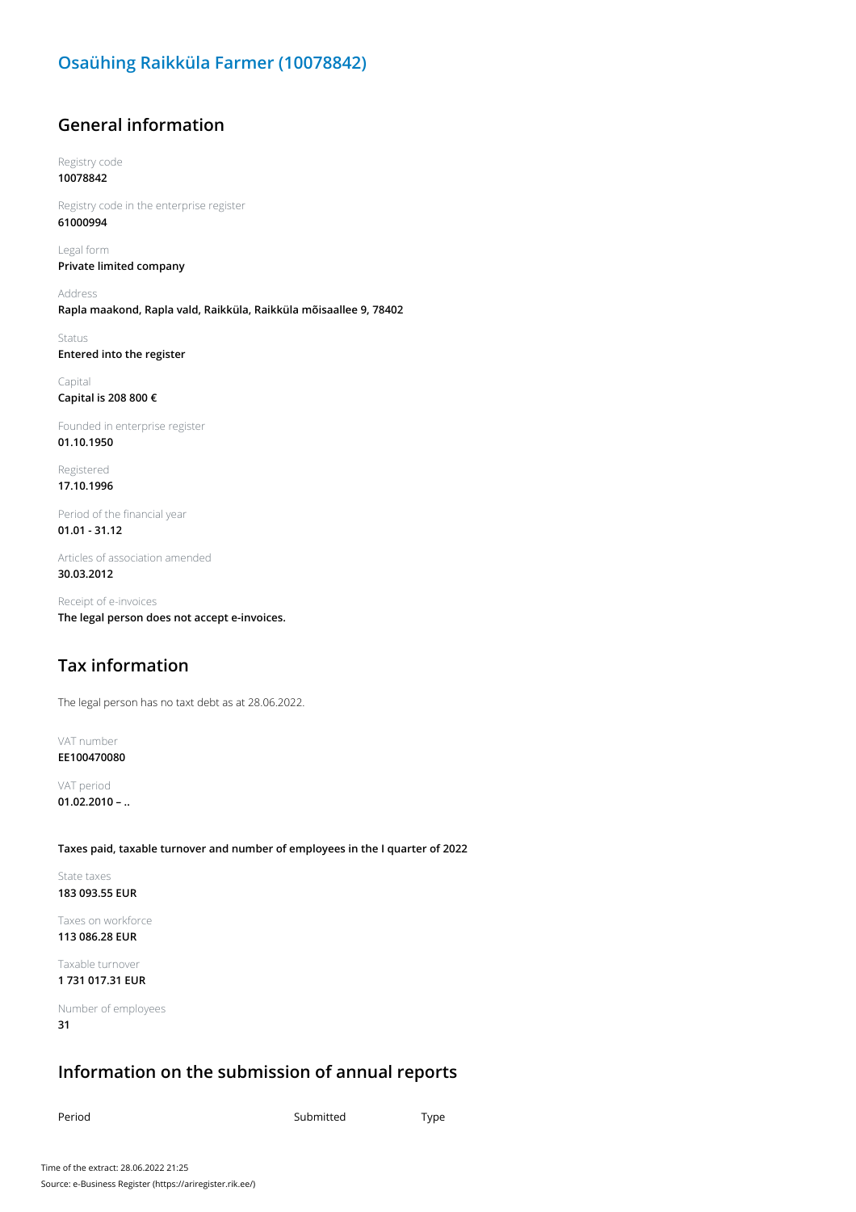# Osaühing Raikküla Farmer (10078842)

## General information

Registry code
**10078842**

Registry code in the enterprise register
**61000994**

Legal form
**Private limited company**

Address
**Rapla maakond, Rapla vald, Raikküla, Raikküla mõisaallee 9, 78402**

Status
**Entered into the register**

Capital
**Capital is 208 800 €**

Founded in enterprise register
**01.10.1950**

Registered
**17.10.1996**

Period of the financial year
**01.01 - 31.12**

Articles of association amended
**30.03.2012**

Receipt of e-invoices
**The legal person does not accept e-invoices.**

## Tax information

The legal person has no taxt debt as at 28.06.2022.

VAT number
**EE100470080**

VAT period
**01.02.2010 – ..**

**Taxes paid, taxable turnover and number of employees in the I quarter of 2022**

State taxes
**183 093.55 EUR**

Taxes on workforce
**113 086.28 EUR**

Taxable turnover
**1 731 017.31 EUR**

Number of employees
**31**

## Information on the submission of annual reports

| Period | Submitted | Type |
|---|---|---|

Time of the extract: 28.06.2022 21:25
Source: e-Business Register (https://ariregister.rik.ee/)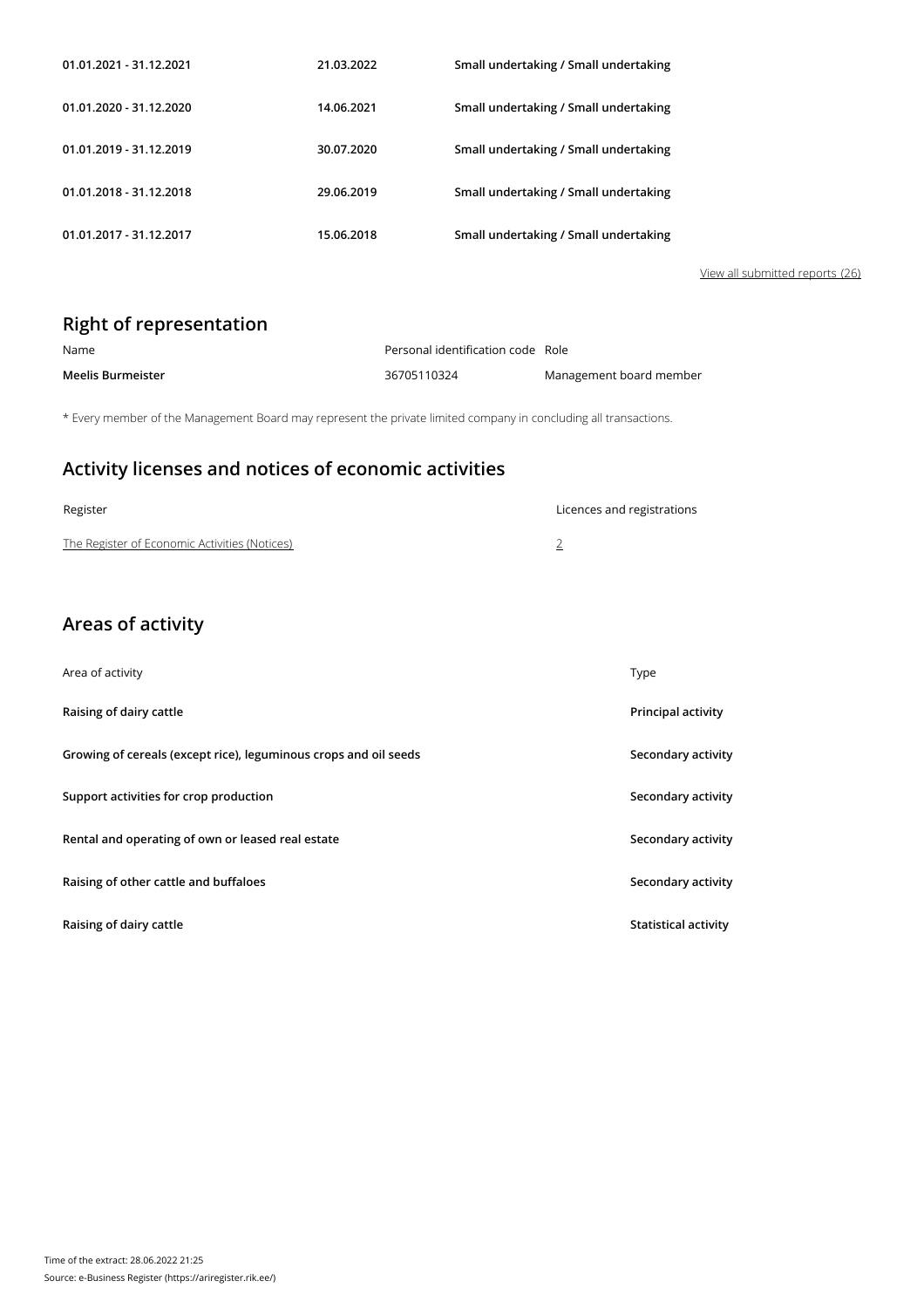| | | |
|---|---|---|
| **01.01.2021 - 31.12.2021** | **21.03.2022** | **Small undertaking / Small undertaking** |
| **01.01.2020 - 31.12.2020** | **14.06.2021** | **Small undertaking / Small undertaking** |
| **01.01.2019 - 31.12.2019** | **30.07.2020** | **Small undertaking / Small undertaking** |
| **01.01.2018 - 31.12.2018** | **29.06.2019** | **Small undertaking / Small undertaking** |
| **01.01.2017 - 31.12.2017** | **15.06.2018** | **Small undertaking / Small undertaking** |

View all submitted reports (26)

## Right of representation

| Name | Personal identification code | Role |
|---|---|---|
| **Meelis Burmeister** | 36705110324 | Management board member |

* Every member of the Management Board may represent the private limited company in concluding all transactions.

## Activity licenses and notices of economic activities

| Register | Licences and registrations |
|---|---|
| The Register of Economic Activities (Notices) | 2 |

## Areas of activity

| Area of activity | Type |
|---|---|
| **Raising of dairy cattle** | **Principal activity** |
| **Growing of cereals (except rice), leguminous crops and oil seeds** | **Secondary activity** |
| **Support activities for crop production** | **Secondary activity** |
| **Rental and operating of own or leased real estate** | **Secondary activity** |
| **Raising of other cattle and buffaloes** | **Secondary activity** |
| **Raising of dairy cattle** | **Statistical activity** |

Time of the extract: 28.06.2022 21:25
Source: e-Business Register (https://ariregister.rik.ee/)